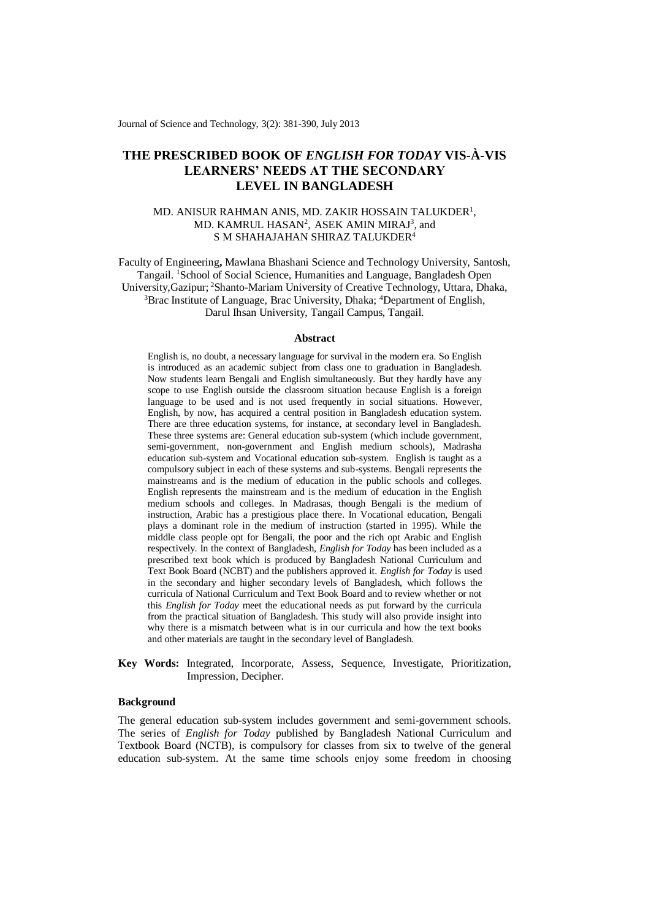# THE PRESCRIBED BOOK OF *ENGLISH FOR TODAY* VIS-À-VIS LEARNERS' NEEDS AT THE SECONDARY LEVEL IN BANGLADESH

MD. ANISUR RAHMAN ANIS, MD. ZAKIR HOSSAIN TALUKDER[1], MD. KAMRUL HASAN[2], ASEK AMIN MIRAJ[3], and S M SHAHAJAHAN SHIRAZ TALUKDER[4]

Faculty of Engineering**,** Mawlana Bhashani Science and Technology University, Santosh, Tangail. [1]School of Social Science, Humanities and Language, Bangladesh Open University,Gazipur; [2]Shanto-Mariam University of Creative Technology, Uttara, Dhaka, [3]Brac Institute of Language, Brac University, Dhaka; [4]Department of English, Darul Ihsan University, Tangail Campus, Tangail.

### Abstract

English is, no doubt, a necessary language for survival in the modern era. So English is introduced as an academic subject from class one to graduation in Bangladesh. Now students learn Bengali and English simultaneously. But they hardly have any scope to use English outside the classroom situation because English is a foreign language to be used and is not used frequently in social situations. However, English, by now, has acquired a central position in Bangladesh education system. There are three education systems, for instance, at secondary level in Bangladesh. These three systems are: General education sub-system (which include government, semi-government, non-government and English medium schools), Madrasha education sub-system and Vocational education sub-system. English is taught as a compulsory subject in each of these systems and sub-systems. Bengali represents the mainstreams and is the medium of education in the public schools and colleges. English represents the mainstream and is the medium of education in the English medium schools and colleges. In Madrasas, though Bengali is the medium of instruction, Arabic has a prestigious place there. In Vocational education, Bengali plays a dominant role in the medium of instruction (started in 1995). While the middle class people opt for Bengali, the poor and the rich opt Arabic and English respectively. In the context of Bangladesh, *English for Today* has been included as a prescribed text book which is produced by Bangladesh National Curriculum and Text Book Board (NCBT) and the publishers approved it. *English for Today* is used in the secondary and higher secondary levels of Bangladesh, which follows the curricula of National Curriculum and Text Book Board and to review whether or not this *English for Today* meet the educational needs as put forward by the curricula from the practical situation of Bangladesh. This study will also provide insight into why there is a mismatch between what is in our curricula and how the text books and other materials are taught in the secondary level of Bangladesh.

**Key Words:** Integrated, Incorporate, Assess, Sequence, Investigate, Prioritization, Impression, Decipher.

### Background

The general education sub-system includes government and semi-government schools. The series of *English for Today* published by Bangladesh National Curriculum and Textbook Board (NCTB), is compulsory for classes from six to twelve of the general education sub-system. At the same time schools enjoy some freedom in choosing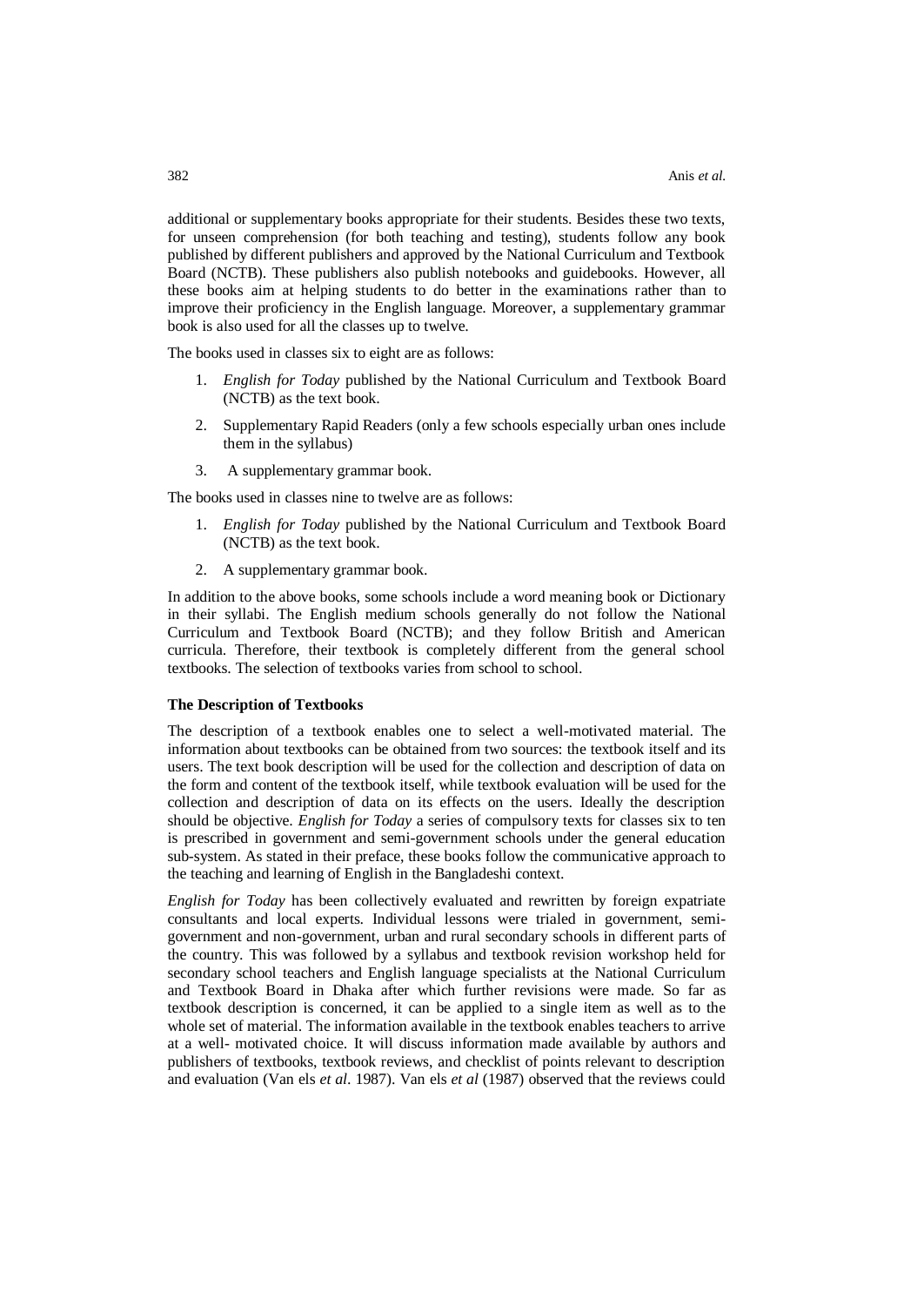additional or supplementary books appropriate for their students. Besides these two texts, for unseen comprehension (for both teaching and testing), students follow any book published by different publishers and approved by the National Curriculum and Textbook Board (NCTB). These publishers also publish notebooks and guidebooks. However, all these books aim at helping students to do better in the examinations rather than to improve their proficiency in the English language. Moreover, a supplementary grammar book is also used for all the classes up to twelve.

The books used in classes six to eight are as follows:

1. *English for Today* published by the National Curriculum and Textbook Board (NCTB) as the text book.
2. Supplementary Rapid Readers (only a few schools especially urban ones include them in the syllabus)
3. A supplementary grammar book.

The books used in classes nine to twelve are as follows:

1. *English for Today* published by the National Curriculum and Textbook Board (NCTB) as the text book.
2. A supplementary grammar book.

In addition to the above books, some schools include a word meaning book or Dictionary in their syllabi. The English medium schools generally do not follow the National Curriculum and Textbook Board (NCTB); and they follow British and American curricula. Therefore, their textbook is completely different from the general school textbooks. The selection of textbooks varies from school to school.

**The Description of Textbooks**

The description of a textbook enables one to select a well-motivated material. The information about textbooks can be obtained from two sources: the textbook itself and its users. The text book description will be used for the collection and description of data on the form and content of the textbook itself, while textbook evaluation will be used for the collection and description of data on its effects on the users. Ideally the description should be objective. *English for Today* a series of compulsory texts for classes six to ten is prescribed in government and semi-government schools under the general education sub-system. As stated in their preface, these books follow the communicative approach to the teaching and learning of English in the Bangladeshi context.

*English for Today* has been collectively evaluated and rewritten by foreign expatriate consultants and local experts. Individual lessons were trialed in government, semi-government and non-government, urban and rural secondary schools in different parts of the country. This was followed by a syllabus and textbook revision workshop held for secondary school teachers and English language specialists at the National Curriculum and Textbook Board in Dhaka after which further revisions were made. So far as textbook description is concerned, it can be applied to a single item as well as to the whole set of material. The information available in the textbook enables teachers to arrive at a well- motivated choice. It will discuss information made available by authors and publishers of textbooks, textbook reviews, and checklist of points relevant to description and evaluation (Van els *et al*. 1987). Van els *et al* (1987) observed that the reviews could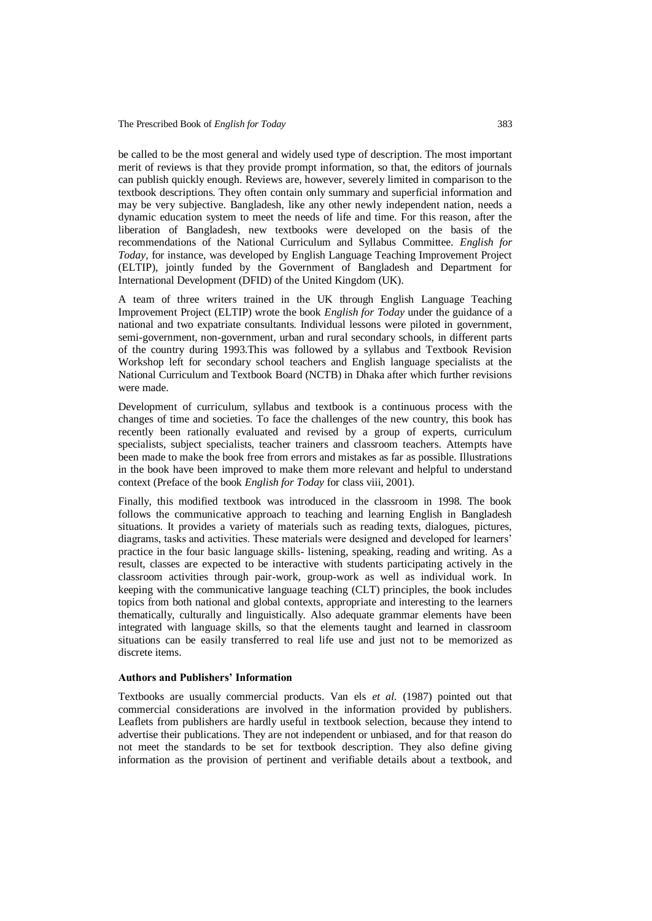be called to be the most general and widely used type of description. The most important merit of reviews is that they provide prompt information, so that, the editors of journals can publish quickly enough. Reviews are, however, severely limited in comparison to the textbook descriptions. They often contain only summary and superficial information and may be very subjective. Bangladesh, like any other newly independent nation, needs a dynamic education system to meet the needs of life and time. For this reason, after the liberation of Bangladesh, new textbooks were developed on the basis of the recommendations of the National Curriculum and Syllabus Committee. *English for Today*, for instance, was developed by English Language Teaching Improvement Project (ELTIP), jointly funded by the Government of Bangladesh and Department for International Development (DFID) of the United Kingdom (UK).

A team of three writers trained in the UK through English Language Teaching Improvement Project (ELTIP) wrote the book *English for Today* under the guidance of a national and two expatriate consultants. Individual lessons were piloted in government, semi-government, non-government, urban and rural secondary schools, in different parts of the country during 1993.This was followed by a syllabus and Textbook Revision Workshop left for secondary school teachers and English language specialists at the National Curriculum and Textbook Board (NCTB) in Dhaka after which further revisions were made.

Development of curriculum, syllabus and textbook is a continuous process with the changes of time and societies. To face the challenges of the new country, this book has recently been rationally evaluated and revised by a group of experts, curriculum specialists, subject specialists, teacher trainers and classroom teachers. Attempts have been made to make the book free from errors and mistakes as far as possible. Illustrations in the book have been improved to make them more relevant and helpful to understand context (Preface of the book *English for Today* for class viii, 2001).

Finally, this modified textbook was introduced in the classroom in 1998. The book follows the communicative approach to teaching and learning English in Bangladesh situations. It provides a variety of materials such as reading texts, dialogues, pictures, diagrams, tasks and activities. These materials were designed and developed for learners' practice in the four basic language skills- listening, speaking, reading and writing. As a result, classes are expected to be interactive with students participating actively in the classroom activities through pair-work, group-work as well as individual work. In keeping with the communicative language teaching (CLT) principles, the book includes topics from both national and global contexts, appropriate and interesting to the learners thematically, culturally and linguistically. Also adequate grammar elements have been integrated with language skills, so that the elements taught and learned in classroom situations can be easily transferred to real life use and just not to be memorized as discrete items.

**Authors and Publishers' Information**

Textbooks are usually commercial products. Van els *et al.* (1987) pointed out that commercial considerations are involved in the information provided by publishers. Leaflets from publishers are hardly useful in textbook selection, because they intend to advertise their publications. They are not independent or unbiased, and for that reason do not meet the standards to be set for textbook description. They also define giving information as the provision of pertinent and verifiable details about a textbook, and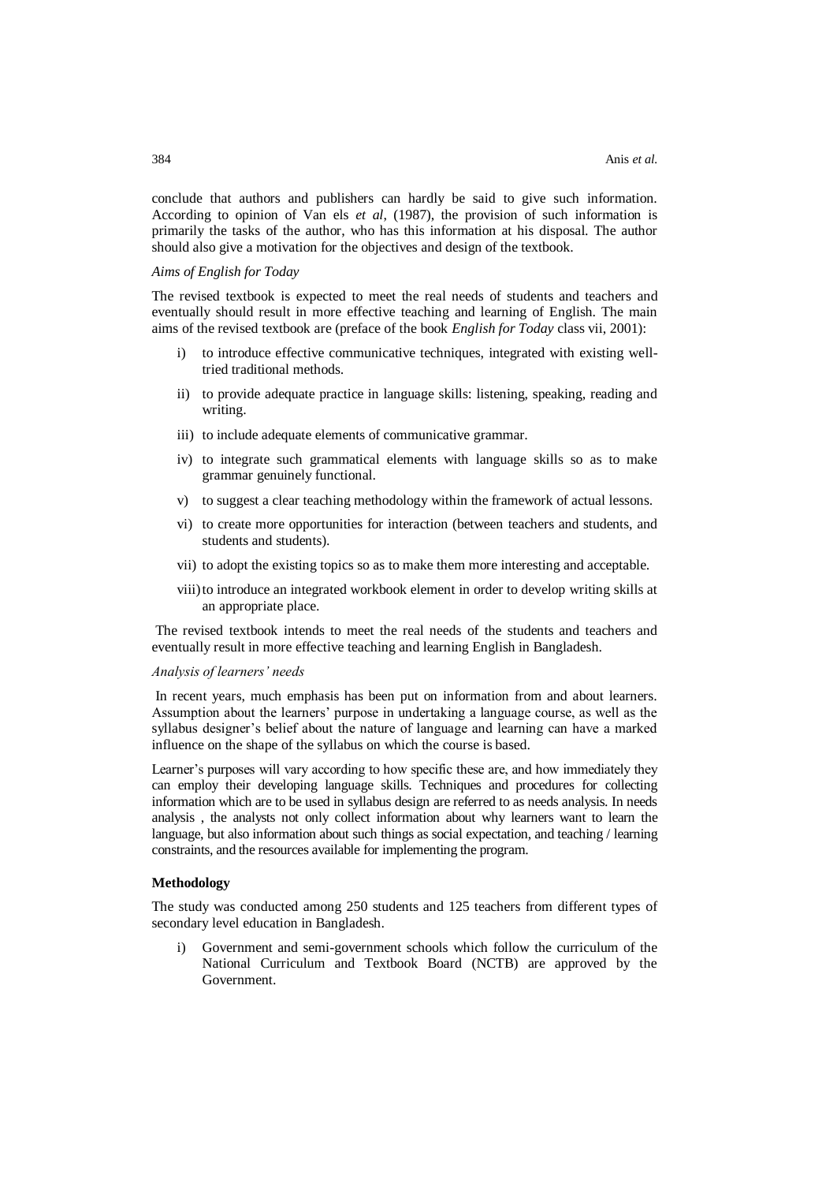conclude that authors and publishers can hardly be said to give such information. According to opinion of Van els *et al*, (1987), the provision of such information is primarily the tasks of the author, who has this information at his disposal. The author should also give a motivation for the objectives and design of the textbook.

*Aims of English for Today*

The revised textbook is expected to meet the real needs of students and teachers and eventually should result in more effective teaching and learning of English. The main aims of the revised textbook are (preface of the book *English for Today* class vii, 2001):

i) to introduce effective communicative techniques, integrated with existing well-tried traditional methods.

ii) to provide adequate practice in language skills: listening, speaking, reading and writing.

iii) to include adequate elements of communicative grammar.

iv) to integrate such grammatical elements with language skills so as to make grammar genuinely functional.

v) to suggest a clear teaching methodology within the framework of actual lessons.

vi) to create more opportunities for interaction (between teachers and students, and students and students).

vii) to adopt the existing topics so as to make them more interesting and acceptable.

viii) to introduce an integrated workbook element in order to develop writing skills at an appropriate place.

The revised textbook intends to meet the real needs of the students and teachers and eventually result in more effective teaching and learning English in Bangladesh.

*Analysis of learners' needs*

In recent years, much emphasis has been put on information from and about learners. Assumption about the learners' purpose in undertaking a language course, as well as the syllabus designer's belief about the nature of language and learning can have a marked influence on the shape of the syllabus on which the course is based.

Learner's purposes will vary according to how specific these are, and how immediately they can employ their developing language skills. Techniques and procedures for collecting information which are to be used in syllabus design are referred to as needs analysis. In needs analysis , the analysts not only collect information about why learners want to learn the language, but also information about such things as social expectation, and teaching / learning constraints, and the resources available for implementing the program.

**Methodology**

The study was conducted among 250 students and 125 teachers from different types of secondary level education in Bangladesh.

i) Government and semi-government schools which follow the curriculum of the National Curriculum and Textbook Board (NCTB) are approved by the Government.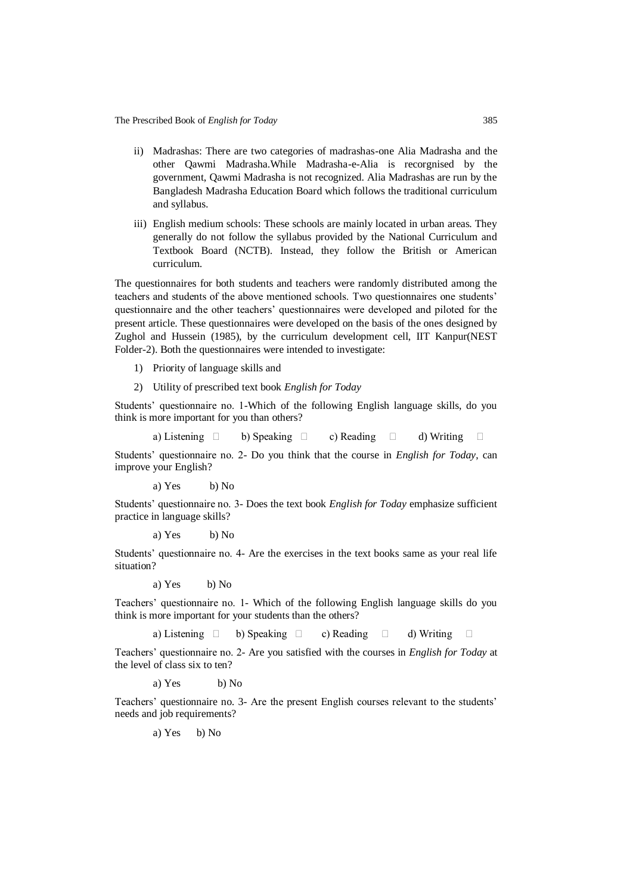ii) Madrashas: There are two categories of madrashas-one Alia Madrasha and the other Qawmi Madrasha.While Madrasha-e-Alia is recorgnised by the government, Qawmi Madrasha is not recognized. Alia Madrashas are run by the Bangladesh Madrasha Education Board which follows the traditional curriculum and syllabus.

iii) English medium schools: These schools are mainly located in urban areas. They generally do not follow the syllabus provided by the National Curriculum and Textbook Board (NCTB). Instead, they follow the British or American curriculum.

The questionnaires for both students and teachers were randomly distributed among the teachers and students of the above mentioned schools. Two questionnaires one students' questionnaire and the other teachers' questionnaires were developed and piloted for the present article. These questionnaires were developed on the basis of the ones designed by Zughol and Hussein (1985), by the curriculum development cell, IIT Kanpur(NEST Folder-2). Both the questionnaires were intended to investigate:

1) Priority of language skills and
2) Utility of prescribed text book *English for Today*

Students' questionnaire no. 1-Which of the following English language skills, do you think is more important for you than others?

a) Listening ☐ b) Speaking ☐ c) Reading ☐ d) Writing ☐

Students' questionnaire no. 2- Do you think that the course in *English for Today*, can improve your English?

a) Yes b) No

Students' questionnaire no. 3- Does the text book *English for Today* emphasize sufficient practice in language skills?

a) Yes b) No

Students' questionnaire no. 4- Are the exercises in the text books same as your real life situation?

a) Yes b) No

Teachers' questionnaire no. 1- Which of the following English language skills do you think is more important for your students than the others?

a) Listening ☐ b) Speaking ☐ c) Reading ☐ d) Writing ☐

Teachers' questionnaire no. 2- Are you satisfied with the courses in *English for Today* at the level of class six to ten?

a) Yes b) No

Teachers' questionnaire no. 3- Are the present English courses relevant to the students' needs and job requirements?

a) Yes b) No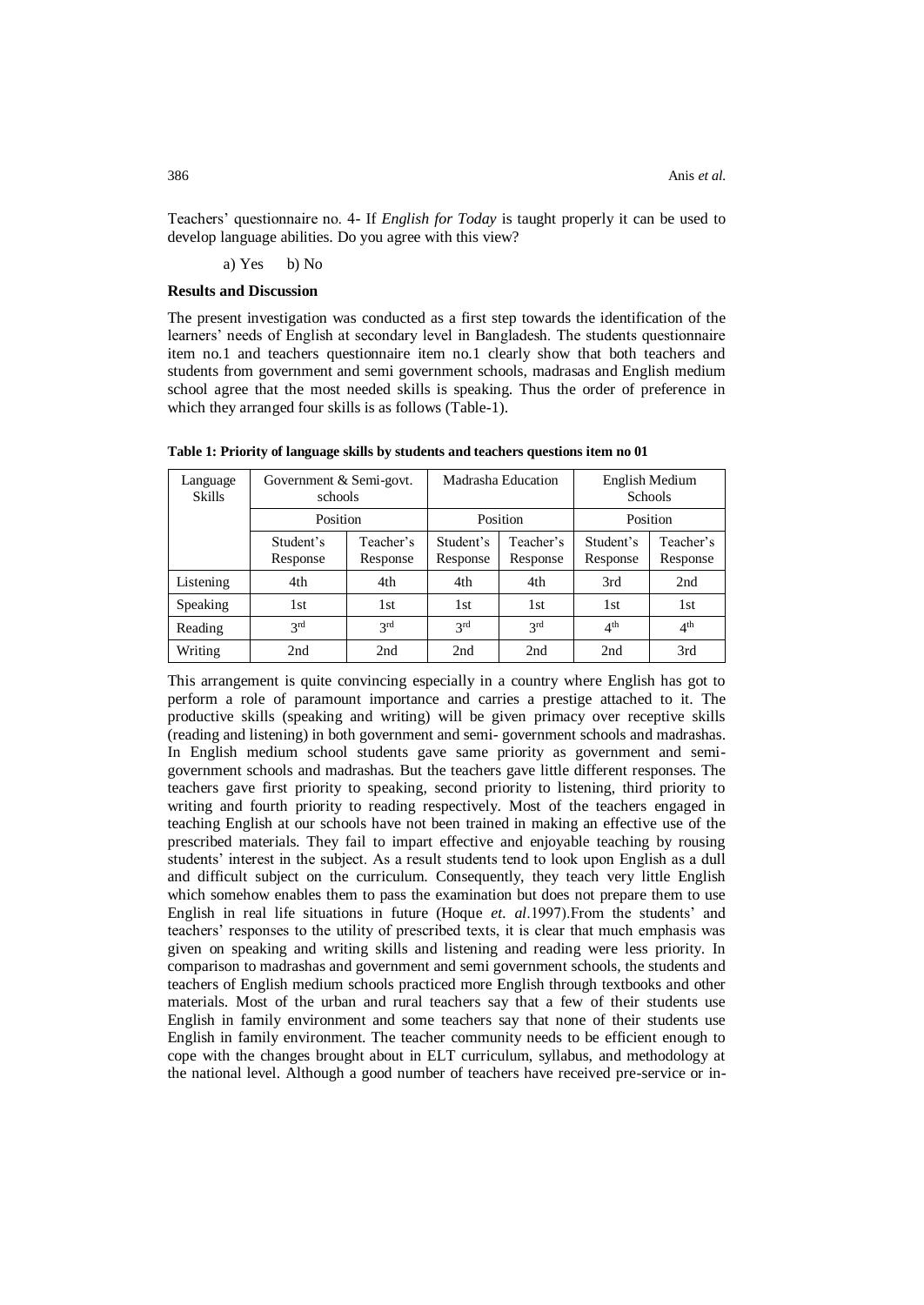Teachers' questionnaire no. 4- If *English for Today* is taught properly it can be used to develop language abilities. Do you agree with this view?

a) Yes b) No

**Results and Discussion**

The present investigation was conducted as a first step towards the identification of the learners' needs of English at secondary level in Bangladesh. The students questionnaire item no.1 and teachers questionnaire item no.1 clearly show that both teachers and students from government and semi government schools, madrasas and English medium school agree that the most needed skills is speaking. Thus the order of preference in which they arranged four skills is as follows (Table-1).

**Table 1: Priority of language skills by students and teachers questions item no 01**

| Language Skills | Government & Semi-govt. schools | | Madrasha Education | | English Medium Schools | |
|---|---|---|---|---|---|---|
| | Position | | Position | | Position | |
| | Student's Response | Teacher's Response | Student's Response | Teacher's Response | Student's Response | Teacher's Response |
| Listening | 4th | 4th | 4th | 4th | 3rd | 2nd |
| Speaking | 1st | 1st | 1st | 1st | 1st | 1st |
| Reading | 3rd | 3rd | 3rd | 3rd | 4th | 4th |
| Writing | 2nd | 2nd | 2nd | 2nd | 2nd | 3rd |

This arrangement is quite convincing especially in a country where English has got to perform a role of paramount importance and carries a prestige attached to it. The productive skills (speaking and writing) will be given primacy over receptive skills (reading and listening) in both government and semi- government schools and madrashas. In English medium school students gave same priority as government and semi-government schools and madrashas. But the teachers gave little different responses. The teachers gave first priority to speaking, second priority to listening, third priority to writing and fourth priority to reading respectively. Most of the teachers engaged in teaching English at our schools have not been trained in making an effective use of the prescribed materials. They fail to impart effective and enjoyable teaching by rousing students' interest in the subject. As a result students tend to look upon English as a dull and difficult subject on the curriculum. Consequently, they teach very little English which somehow enables them to pass the examination but does not prepare them to use English in real life situations in future (Hoque *et. al*.1997).From the students' and teachers' responses to the utility of prescribed texts, it is clear that much emphasis was given on speaking and writing skills and listening and reading were less priority. In comparison to madrashas and government and semi government schools, the students and teachers of English medium schools practiced more English through textbooks and other materials. Most of the urban and rural teachers say that a few of their students use English in family environment and some teachers say that none of their students use English in family environment. The teacher community needs to be efficient enough to cope with the changes brought about in ELT curriculum, syllabus, and methodology at the national level. Although a good number of teachers have received pre-service or in-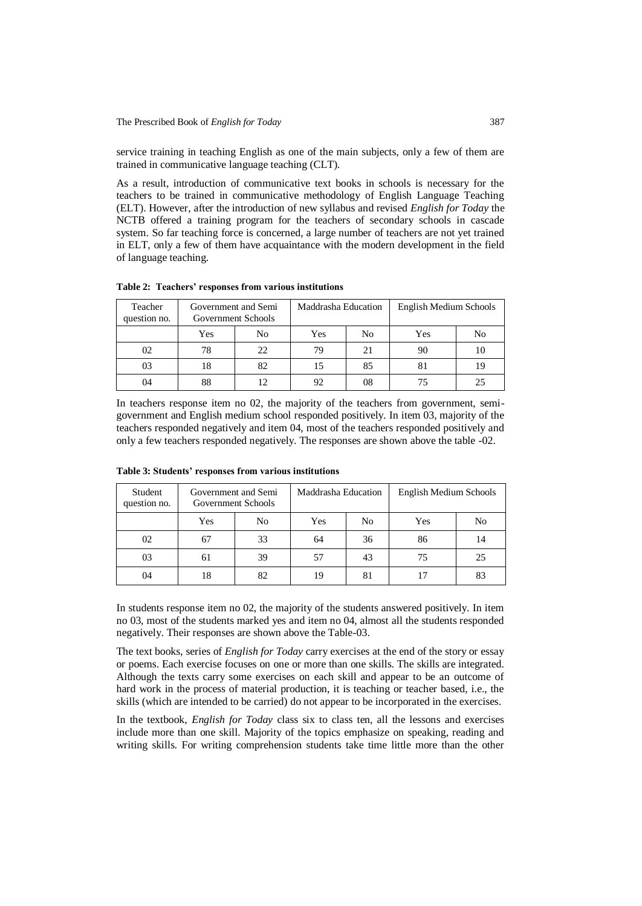service training in teaching English as one of the main subjects, only a few of them are trained in communicative language teaching (CLT).

As a result, introduction of communicative text books in schools is necessary for the teachers to be trained in communicative methodology of English Language Teaching (ELT). However, after the introduction of new syllabus and revised *English for Today* the NCTB offered a training program for the teachers of secondary schools in cascade system. So far teaching force is concerned, a large number of teachers are not yet trained in ELT, only a few of them have acquaintance with the modern development in the field of language teaching.

**Table 2: Teachers' responses from various institutions**

| Teacher question no. | Government and Semi Government Schools | | Maddrasha Education | | English Medium Schools | |
|---|---|---|---|---|---|---|
| | Yes | No | Yes | No | Yes | No |
| 02 | 78 | 22 | 79 | 21 | 90 | 10 |
| 03 | 18 | 82 | 15 | 85 | 81 | 19 |
| 04 | 88 | 12 | 92 | 08 | 75 | 25 |

In teachers response item no 02, the majority of the teachers from government, semi-government and English medium school responded positively. In item 03, majority of the teachers responded negatively and item 04, most of the teachers responded positively and only a few teachers responded negatively. The responses are shown above the table -02.

**Table 3: Students' responses from various institutions**

| Student question no. | Government and Semi Government Schools | | Maddrasha Education | | English Medium Schools | |
|---|---|---|---|---|---|---|
| | Yes | No | Yes | No | Yes | No |
| 02 | 67 | 33 | 64 | 36 | 86 | 14 |
| 03 | 61 | 39 | 57 | 43 | 75 | 25 |
| 04 | 18 | 82 | 19 | 81 | 17 | 83 |

In students response item no 02, the majority of the students answered positively. In item no 03, most of the students marked yes and item no 04, almost all the students responded negatively. Their responses are shown above the Table-03.

The text books, series of *English for Today* carry exercises at the end of the story or essay or poems. Each exercise focuses on one or more than one skills. The skills are integrated. Although the texts carry some exercises on each skill and appear to be an outcome of hard work in the process of material production, it is teaching or teacher based, i.e., the skills (which are intended to be carried) do not appear to be incorporated in the exercises.

In the textbook, *English for Today* class six to class ten, all the lessons and exercises include more than one skill. Majority of the topics emphasize on speaking, reading and writing skills. For writing comprehension students take time little more than the other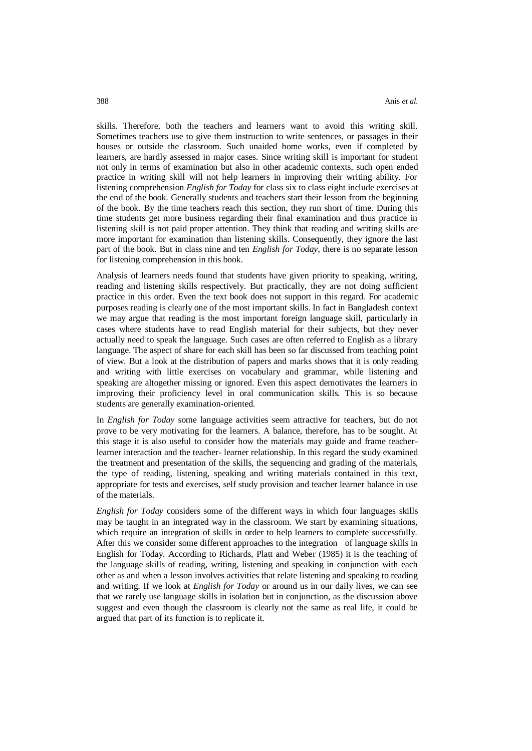skills. Therefore, both the teachers and learners want to avoid this writing skill. Sometimes teachers use to give them instruction to write sentences, or passages in their houses or outside the classroom. Such unaided home works, even if completed by learners, are hardly assessed in major cases. Since writing skill is important for student not only in terms of examination but also in other academic contexts, such open ended practice in writing skill will not help learners in improving their writing ability. For listening comprehension *English for Today* for class six to class eight include exercises at the end of the book. Generally students and teachers start their lesson from the beginning of the book. By the time teachers reach this section, they run short of time. During this time students get more business regarding their final examination and thus practice in listening skill is not paid proper attention. They think that reading and writing skills are more important for examination than listening skills. Consequently, they ignore the last part of the book. But in class nine and ten *English for Today*, there is no separate lesson for listening comprehension in this book.

Analysis of learners needs found that students have given priority to speaking, writing, reading and listening skills respectively. But practically, they are not doing sufficient practice in this order. Even the text book does not support in this regard. For academic purposes reading is clearly one of the most important skills. In fact in Bangladesh context we may argue that reading is the most important foreign language skill, particularly in cases where students have to read English material for their subjects, but they never actually need to speak the language. Such cases are often referred to English as a library language. The aspect of share for each skill has been so far discussed from teaching point of view. But a look at the distribution of papers and marks shows that it is only reading and writing with little exercises on vocabulary and grammar, while listening and speaking are altogether missing or ignored. Even this aspect demotivates the learners in improving their proficiency level in oral communication skills. This is so because students are generally examination-oriented.

In *English for Today* some language activities seem attractive for teachers, but do not prove to be very motivating for the learners. A balance, therefore, has to be sought. At this stage it is also useful to consider how the materials may guide and frame teacher-learner interaction and the teacher- learner relationship. In this regard the study examined the treatment and presentation of the skills, the sequencing and grading of the materials, the type of reading, listening, speaking and writing materials contained in this text, appropriate for tests and exercises, self study provision and teacher learner balance in use of the materials.

*English for Today* considers some of the different ways in which four languages skills may be taught in an integrated way in the classroom. We start by examining situations, which require an integration of skills in order to help learners to complete successfully. After this we consider some different approaches to the integration of language skills in English for Today. According to Richards, Platt and Weber (1985) it is the teaching of the language skills of reading, writing, listening and speaking in conjunction with each other as and when a lesson involves activities that relate listening and speaking to reading and writing. If we look at *English for Today* or around us in our daily lives, we can see that we rarely use language skills in isolation but in conjunction, as the discussion above suggest and even though the classroom is clearly not the same as real life, it could be argued that part of its function is to replicate it.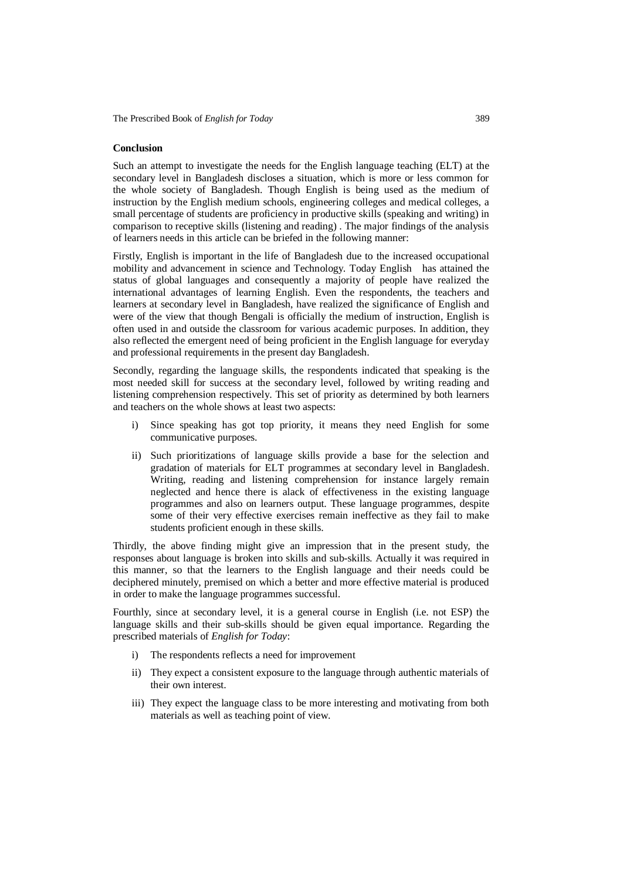## Conclusion

Such an attempt to investigate the needs for the English language teaching (ELT) at the secondary level in Bangladesh discloses a situation, which is more or less common for the whole society of Bangladesh. Though English is being used as the medium of instruction by the English medium schools, engineering colleges and medical colleges, a small percentage of students are proficiency in productive skills (speaking and writing) in comparison to receptive skills (listening and reading) . The major findings of the analysis of learners needs in this article can be briefed in the following manner:

Firstly, English is important in the life of Bangladesh due to the increased occupational mobility and advancement in science and Technology. Today English has attained the status of global languages and consequently a majority of people have realized the international advantages of learning English. Even the respondents, the teachers and learners at secondary level in Bangladesh, have realized the significance of English and were of the view that though Bengali is officially the medium of instruction, English is often used in and outside the classroom for various academic purposes. In addition, they also reflected the emergent need of being proficient in the English language for everyday and professional requirements in the present day Bangladesh.

Secondly, regarding the language skills, the respondents indicated that speaking is the most needed skill for success at the secondary level, followed by writing reading and listening comprehension respectively. This set of priority as determined by both learners and teachers on the whole shows at least two aspects:

i) Since speaking has got top priority, it means they need English for some communicative purposes.

ii) Such prioritizations of language skills provide a base for the selection and gradation of materials for ELT programmes at secondary level in Bangladesh. Writing, reading and listening comprehension for instance largely remain neglected and hence there is alack of effectiveness in the existing language programmes and also on learners output. These language programmes, despite some of their very effective exercises remain ineffective as they fail to make students proficient enough in these skills.

Thirdly, the above finding might give an impression that in the present study, the responses about language is broken into skills and sub-skills. Actually it was required in this manner, so that the learners to the English language and their needs could be deciphered minutely, premised on which a better and more effective material is produced in order to make the language programmes successful.

Fourthly, since at secondary level, it is a general course in English (i.e. not ESP) the language skills and their sub-skills should be given equal importance. Regarding the prescribed materials of *English for Today*:

i) The respondents reflects a need for improvement

ii) They expect a consistent exposure to the language through authentic materials of their own interest.

iii) They expect the language class to be more interesting and motivating from both materials as well as teaching point of view.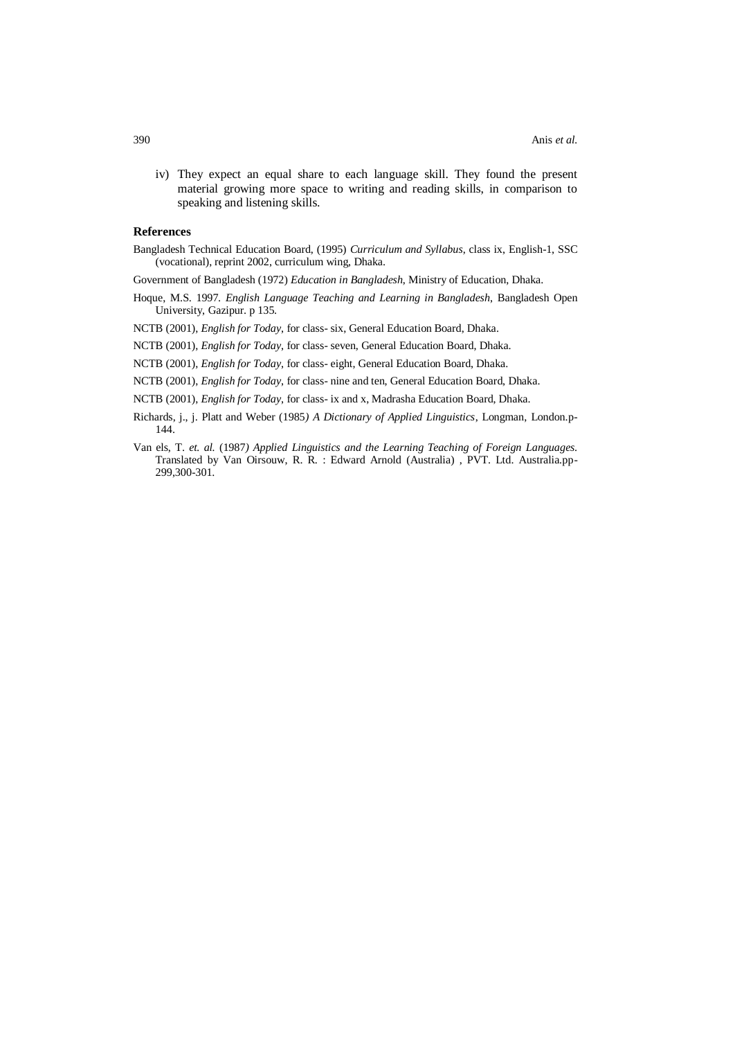iv) They expect an equal share to each language skill. They found the present material growing more space to writing and reading skills, in comparison to speaking and listening skills.

## References

Bangladesh Technical Education Board, (1995) *Curriculum and Syllabus*, class ix, English-1, SSC (vocational), reprint 2002, curriculum wing, Dhaka.

Government of Bangladesh (1972) *Education in Bangladesh*, Ministry of Education, Dhaka.

Hoque, M.S. 1997. *English Language Teaching and Learning in Bangladesh*, Bangladesh Open University, Gazipur. p 135.

NCTB (2001), *English for Today*, for class- six, General Education Board, Dhaka.

NCTB (2001), *English for Today*, for class- seven, General Education Board, Dhaka.

NCTB (2001), *English for Today*, for class- eight, General Education Board, Dhaka.

NCTB (2001), *English for Today*, for class- nine and ten, General Education Board, Dhaka.

NCTB (2001), *English for Today*, for class- ix and x, Madrasha Education Board, Dhaka.

Richards, j., j. Platt and Weber (1985*) A Dictionary of Applied Linguistics*, Longman, London.p-144.

Van els, T. *et. al.* (1987*) Applied Linguistics and the Learning Teaching of Foreign Languages.* Translated by Van Oirsouw, R. R. : Edward Arnold (Australia) , PVT. Ltd. Australia.pp-299,300-301.